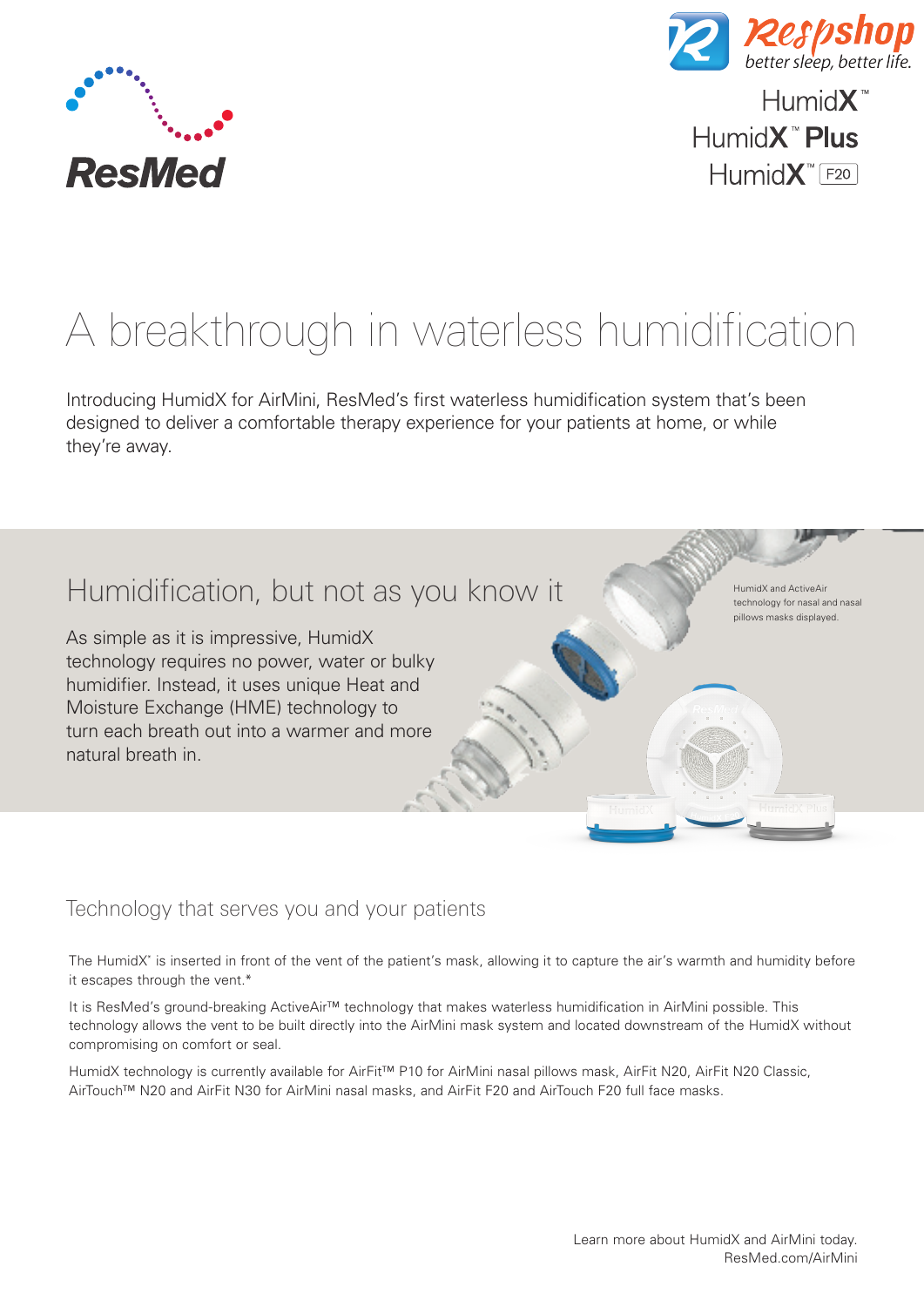ResMed

Respshop better sleep, better life.

HumidX™
HumidX™ Plus
HumidX™ F20

# A breakthrough in waterless humidification

Introducing HumidX for AirMini, ResMed's first waterless humidification system that's been designed to deliver a comfortable therapy experience for your patients at home, or while they're away.

## Humidification, but not as you know it

As simple as it is impressive, HumidX technology requires no power, water or bulky humidifier. Instead, it uses unique Heat and Moisture Exchange (HME) technology to turn each breath out into a warmer and more natural breath in.

HumidX and ActiveAir technology for nasal and nasal pillows masks displayed.

### Technology that serves you and your patients

The HumidX® is inserted in front of the vent of the patient's mask, allowing it to capture the air's warmth and humidity before it escapes through the vent.*

It is ResMed's ground-breaking ActiveAir™ technology that makes waterless humidification in AirMini possible. This technology allows the vent to be built directly into the AirMini mask system and located downstream of the HumidX without compromising on comfort or seal.

HumidX technology is currently available for AirFit™ P10 for AirMini nasal pillows mask, AirFit N20, AirFit N20 Classic, AirTouch™ N20 and AirFit N30 for AirMini nasal masks, and AirFit F20 and AirTouch F20 full face masks.

Learn more about HumidX and AirMini today.
ResMed.com/AirMini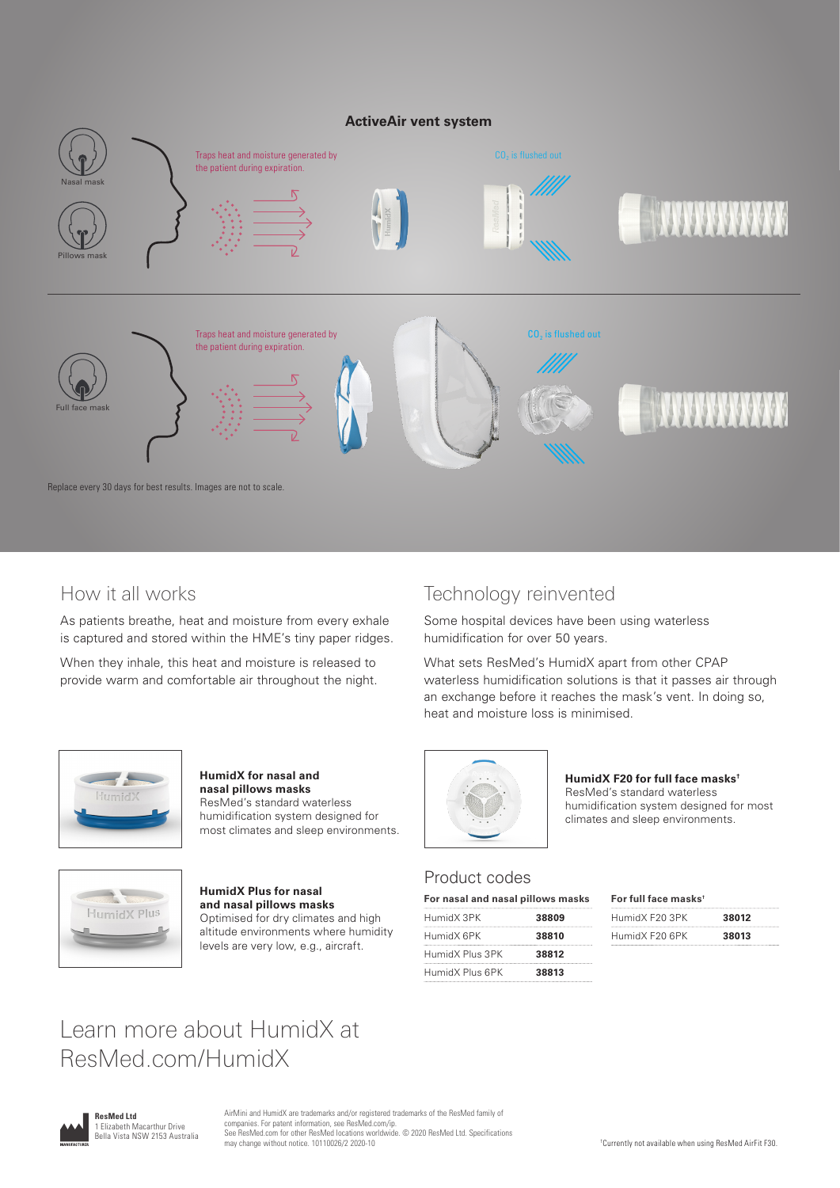## ActiveAir vent system

Nasal mask

Pillows mask

Traps heat and moisture generated by the patient during expiration.

$CO_2$ is flushed out

Full face mask

Traps heat and moisture generated by the patient during expiration.

$CO_2$ is flushed out

Replace every 30 days for best results. Images are not to scale.

## How it all works

As patients breathe, heat and moisture from every exhale is captured and stored within the HME's tiny paper ridges.

When they inhale, this heat and moisture is released to provide warm and comfortable air throughout the night.

## Technology reinvented

Some hospital devices have been using waterless humidification for over 50 years.

What sets ResMed's HumidX apart from other CPAP waterless humidification solutions is that it passes air through an exchange before it reaches the mask's vent. In doing so, heat and moisture loss is minimised.

**HumidX for nasal and nasal pillows masks**
ResMed's standard waterless humidification system designed for most climates and sleep environments.

**HumidX Plus for nasal and nasal pillows masks**
Optimised for dry climates and high altitude environments where humidity levels are very low, e.g., aircraft.

**HumidX F20 for full face masks†**
ResMed's standard waterless humidification system designed for most climates and sleep environments.

## Product codes

| For nasal and nasal pillows masks | |
|---|---|
| HumidX 3PK | **38809** |
| HumidX 6PK | **38810** |
| HumidX Plus 3PK | **38812** |
| HumidX Plus 6PK | **38813** |

| For full face masks† | |
|---|---|
| HumidX F20 3PK | **38012** |
| HumidX F20 6PK | **38013** |

# Learn more about HumidX at ResMed.com/HumidX

**ResMed Ltd**
1 Elizabeth Macarthur Drive
Bella Vista NSW 2153 Australia

AirMini and HumidX are trademarks and/or registered trademarks of the ResMed family of companies. For patent information, see ResMed.com/ip. See ResMed.com for other ResMed locations worldwide. © 2020 ResMed Ltd. Specifications may change without notice. 10110026/2 2020-10

†Currently not available when using ResMed AirFit F30.